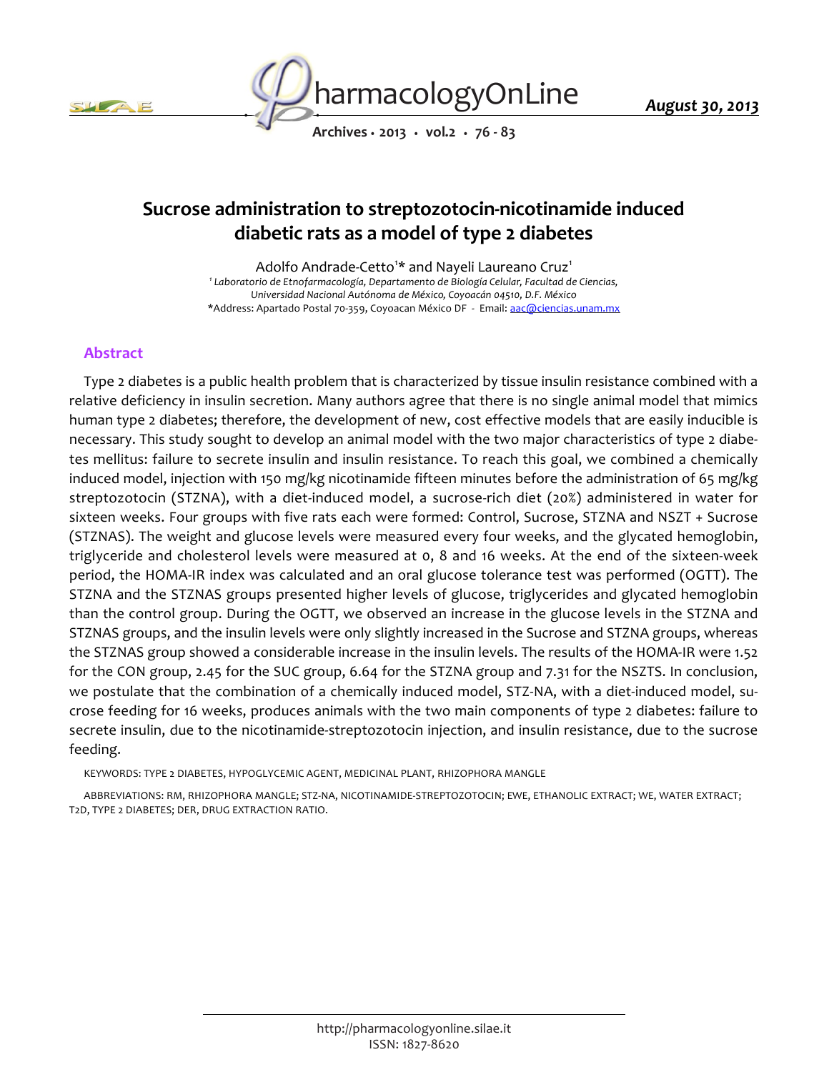# Sucrose administration to streptozotocin-nicotinamide induced diabetic rats as a model of type 2 diabetes

Adolfo Andrade-Cetto[1]* and Nayeli Laureano Cruz[1]

[1] *Laboratorio de Etnofarmacología, Departamento de Biología Celular, Facultad de Ciencias, Universidad Nacional Autónoma de México, Coyoacán 04510, D.F. México*

*Address: Apartado Postal 70-359, Coyoacan México DF - Email: aac@ciencias.unam.mx

## Abstract

Type 2 diabetes is a public health problem that is characterized by tissue insulin resistance combined with a relative deficiency in insulin secretion. Many authors agree that there is no single animal model that mimics human type 2 diabetes; therefore, the development of new, cost effective models that are easily inducible is necessary. This study sought to develop an animal model with the two major characteristics of type 2 diabetes mellitus: failure to secrete insulin and insulin resistance. To reach this goal, we combined a chemically induced model, injection with 150 mg/kg nicotinamide fifteen minutes before the administration of 65 mg/kg streptozotocin (STZNA), with a diet-induced model, a sucrose-rich diet (20%) administered in water for sixteen weeks. Four groups with five rats each were formed: Control, Sucrose, STZNA and NSZT + Sucrose (STZNAS). The weight and glucose levels were measured every four weeks, and the glycated hemoglobin, triglyceride and cholesterol levels were measured at 0, 8 and 16 weeks. At the end of the sixteen-week period, the HOMA-IR index was calculated and an oral glucose tolerance test was performed (OGTT). The STZNA and the STZNAS groups presented higher levels of glucose, triglycerides and glycated hemoglobin than the control group. During the OGTT, we observed an increase in the glucose levels in the STZNA and STZNAS groups, and the insulin levels were only slightly increased in the Sucrose and STZNA groups, whereas the STZNAS group showed a considerable increase in the insulin levels. The results of the HOMA-IR were 1.52 for the CON group, 2.45 for the SUC group, 6.64 for the STZNA group and 7.31 for the NSZTS. In conclusion, we postulate that the combination of a chemically induced model, STZ-NA, with a diet-induced model, sucrose feeding for 16 weeks, produces animals with the two main components of type 2 diabetes: failure to secrete insulin, due to the nicotinamide-streptozotocin injection, and insulin resistance, due to the sucrose feeding.

KEYWORDS: TYPE 2 DIABETES, HYPOGLYCEMIC AGENT, MEDICINAL PLANT, RHIZOPHORA MANGLE

ABBREVIATIONS: RM, RHIZOPHORA MANGLE; STZ-NA, NICOTINAMIDE-STREPTOZOTOCIN; EWE, ETHANOLIC EXTRACT; WE, WATER EXTRACT; T2D, TYPE 2 DIABETES; DER, DRUG EXTRACTION RATIO.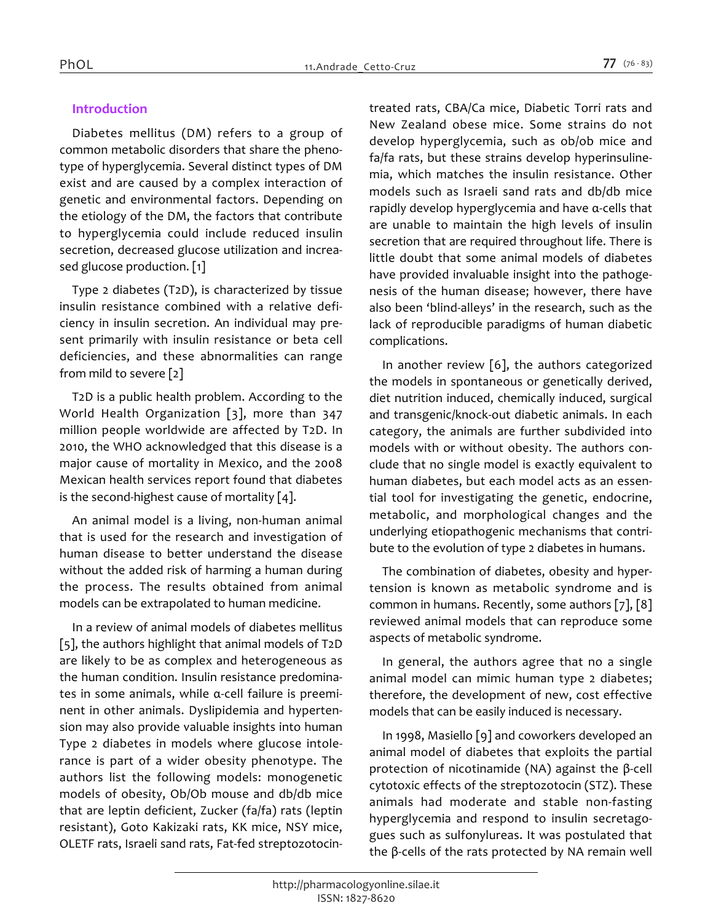## Introduction

Diabetes mellitus (DM) refers to a group of common metabolic disorders that share the phenotype of hyperglycemia. Several distinct types of DM exist and are caused by a complex interaction of genetic and environmental factors. Depending on the etiology of the DM, the factors that contribute to hyperglycemia could include reduced insulin secretion, decreased glucose utilization and increased glucose production. [1]

Type 2 diabetes (T2D), is characterized by tissue insulin resistance combined with a relative deficiency in insulin secretion. An individual may present primarily with insulin resistance or beta cell deficiencies, and these abnormalities can range from mild to severe [2]

T2D is a public health problem. According to the World Health Organization [3], more than 347 million people worldwide are affected by T2D. In 2010, the WHO acknowledged that this disease is a major cause of mortality in Mexico, and the 2008 Mexican health services report found that diabetes is the second-highest cause of mortality [4].

An animal model is a living, non-human animal that is used for the research and investigation of human disease to better understand the disease without the added risk of harming a human during the process. The results obtained from animal models can be extrapolated to human medicine.

In a review of animal models of diabetes mellitus [5], the authors highlight that animal models of T2D are likely to be as complex and heterogeneous as the human condition. Insulin resistance predominates in some animals, while α-cell failure is preeminent in other animals. Dyslipidemia and hypertension may also provide valuable insights into human Type 2 diabetes in models where glucose intolerance is part of a wider obesity phenotype. The authors list the following models: monogenetic models of obesity, Ob/Ob mouse and db/db mice that are leptin deficient, Zucker (fa/fa) rats (leptin resistant), Goto Kakizaki rats, KK mice, NSY mice, OLETF rats, Israeli sand rats, Fat-fed streptozotocin-treated rats, CBA/Ca mice, Diabetic Torri rats and New Zealand obese mice. Some strains do not develop hyperglycemia, such as ob/ob mice and fa/fa rats, but these strains develop hyperinsulinemia, which matches the insulin resistance. Other models such as Israeli sand rats and db/db mice rapidly develop hyperglycemia and have α-cells that are unable to maintain the high levels of insulin secretion that are required throughout life. There is little doubt that some animal models of diabetes have provided invaluable insight into the pathogenesis of the human disease; however, there have also been 'blind-alleys' in the research, such as the lack of reproducible paradigms of human diabetic complications.

In another review [6], the authors categorized the models in spontaneous or genetically derived, diet nutrition induced, chemically induced, surgical and transgenic/knock-out diabetic animals. In each category, the animals are further subdivided into models with or without obesity. The authors conclude that no single model is exactly equivalent to human diabetes, but each model acts as an essential tool for investigating the genetic, endocrine, metabolic, and morphological changes and the underlying etiopathogenic mechanisms that contribute to the evolution of type 2 diabetes in humans.

The combination of diabetes, obesity and hypertension is known as metabolic syndrome and is common in humans. Recently, some authors [7], [8] reviewed animal models that can reproduce some aspects of metabolic syndrome.

In general, the authors agree that no a single animal model can mimic human type 2 diabetes; therefore, the development of new, cost effective models that can be easily induced is necessary.

In 1998, Masiello [9] and coworkers developed an animal model of diabetes that exploits the partial protection of nicotinamide (NA) against the β-cell cytotoxic effects of the streptozotocin (STZ). These animals had moderate and stable non-fasting hyperglycemia and respond to insulin secretagogues such as sulfonylureas. It was postulated that the β-cells of the rats protected by NA remain well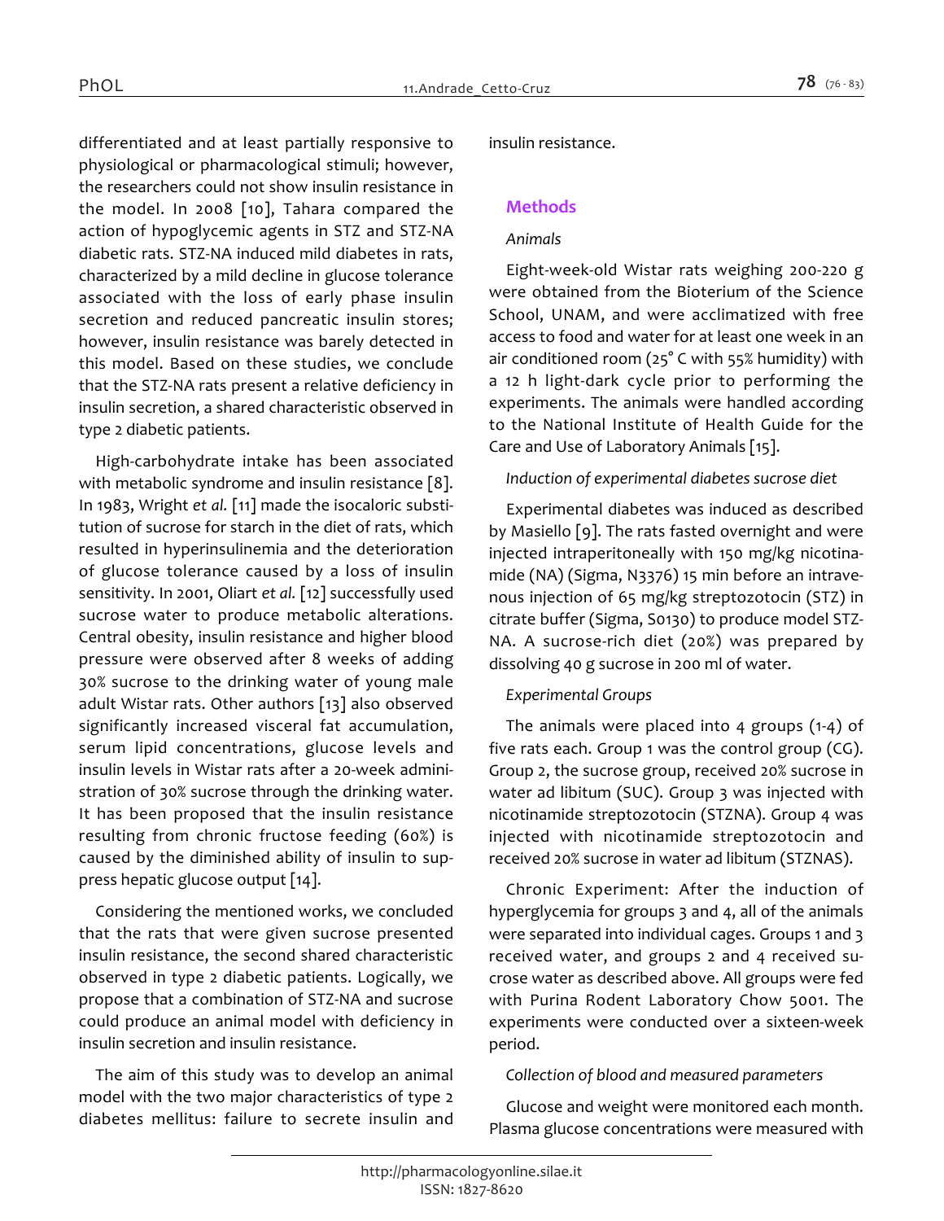differentiated and at least partially responsive to physiological or pharmacological stimuli; however, the researchers could not show insulin resistance in the model. In 2008 [10], Tahara compared the action of hypoglycemic agents in STZ and STZ-NA diabetic rats. STZ-NA induced mild diabetes in rats, characterized by a mild decline in glucose tolerance associated with the loss of early phase insulin secretion and reduced pancreatic insulin stores; however, insulin resistance was barely detected in this model. Based on these studies, we conclude that the STZ-NA rats present a relative deficiency in insulin secretion, a shared characteristic observed in type 2 diabetic patients.

High-carbohydrate intake has been associated with metabolic syndrome and insulin resistance [8]. In 1983, Wright *et al.* [11] made the isocaloric substitution of sucrose for starch in the diet of rats, which resulted in hyperinsulinemia and the deterioration of glucose tolerance caused by a loss of insulin sensitivity. In 2001, Oliart *et al.* [12] successfully used sucrose water to produce metabolic alterations. Central obesity, insulin resistance and higher blood pressure were observed after 8 weeks of adding 30% sucrose to the drinking water of young male adult Wistar rats. Other authors [13] also observed significantly increased visceral fat accumulation, serum lipid concentrations, glucose levels and insulin levels in Wistar rats after a 20-week administration of 30% sucrose through the drinking water. It has been proposed that the insulin resistance resulting from chronic fructose feeding (60%) is caused by the diminished ability of insulin to suppress hepatic glucose output [14].

Considering the mentioned works, we concluded that the rats that were given sucrose presented insulin resistance, the second shared characteristic observed in type 2 diabetic patients. Logically, we propose that a combination of STZ-NA and sucrose could produce an animal model with deficiency in insulin secretion and insulin resistance.

The aim of this study was to develop an animal model with the two major characteristics of type 2 diabetes mellitus: failure to secrete insulin and insulin resistance.

## Methods

*Animals*

Eight-week-old Wistar rats weighing 200-220 g were obtained from the Bioterium of the Science School, UNAM, and were acclimatized with free access to food and water for at least one week in an air conditioned room (25° C with 55% humidity) with a 12 h light-dark cycle prior to performing the experiments. The animals were handled according to the National Institute of Health Guide for the Care and Use of Laboratory Animals [15].

*Induction of experimental diabetes sucrose diet*

Experimental diabetes was induced as described by Masiello [9]. The rats fasted overnight and were injected intraperitoneally with 150 mg/kg nicotinamide (NA) (Sigma, N3376) 15 min before an intravenous injection of 65 mg/kg streptozotocin (STZ) in citrate buffer (Sigma, S0130) to produce model STZ-NA. A sucrose-rich diet (20%) was prepared by dissolving 40 g sucrose in 200 ml of water.

*Experimental Groups*

The animals were placed into 4 groups (1-4) of five rats each. Group 1 was the control group (CG). Group 2, the sucrose group, received 20% sucrose in water ad libitum (SUC). Group 3 was injected with nicotinamide streptozotocin (STZNA). Group 4 was injected with nicotinamide streptozotocin and received 20% sucrose in water ad libitum (STZNAS).

Chronic Experiment: After the induction of hyperglycemia for groups 3 and 4, all of the animals were separated into individual cages. Groups 1 and 3 received water, and groups 2 and 4 received sucrose water as described above. All groups were fed with Purina Rodent Laboratory Chow 5001. The experiments were conducted over a sixteen-week period.

*Collection of blood and measured parameters*

Glucose and weight were monitored each month. Plasma glucose concentrations were measured with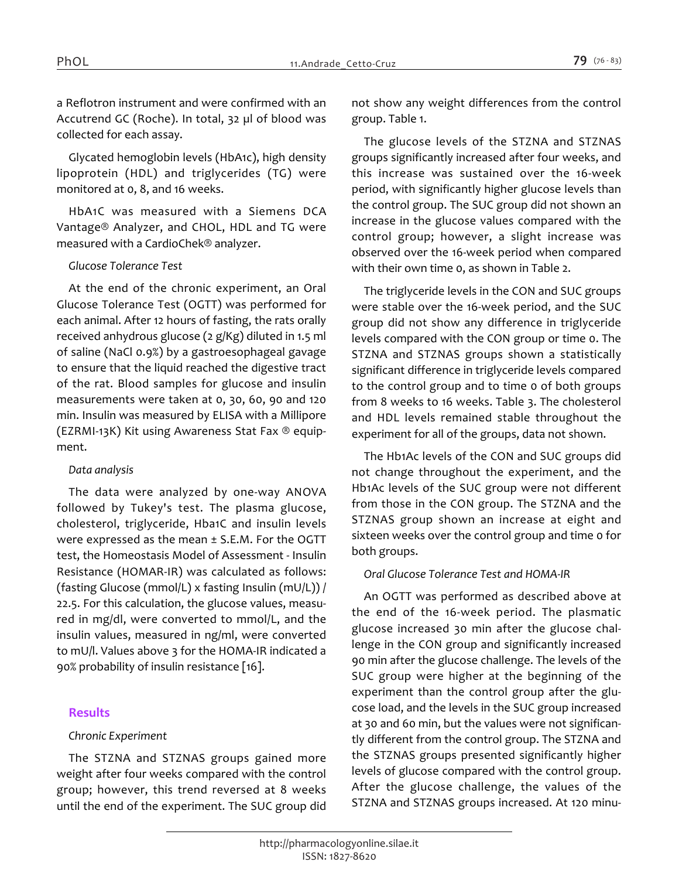a Reflotron instrument and were confirmed with an Accutrend GC (Roche). In total, 32 µl of blood was collected for each assay.

Glycated hemoglobin levels (HbA1c), high density lipoprotein (HDL) and triglycerides (TG) were monitored at 0, 8, and 16 weeks.

HbA1C was measured with a Siemens DCA Vantage® Analyzer, and CHOL, HDL and TG were measured with a CardioChek® analyzer.

*Glucose Tolerance Test*

At the end of the chronic experiment, an Oral Glucose Tolerance Test (OGTT) was performed for each animal. After 12 hours of fasting, the rats orally received anhydrous glucose (2 g/Kg) diluted in 1.5 ml of saline (NaCl 0.9%) by a gastroesophageal gavage to ensure that the liquid reached the digestive tract of the rat. Blood samples for glucose and insulin measurements were taken at 0, 30, 60, 90 and 120 min. Insulin was measured by ELISA with a Millipore (EZRMI-13K) Kit using Awareness Stat Fax ® equipment.

*Data analysis*

The data were analyzed by one-way ANOVA followed by Tukey's test. The plasma glucose, cholesterol, triglyceride, Hba1C and insulin levels were expressed as the mean ± S.E.M. For the OGTT test, the Homeostasis Model of Assessment - Insulin Resistance (HOMAR-IR) was calculated as follows: (fasting Glucose (mmol/L) x fasting Insulin (mU/L)) / 22.5. For this calculation, the glucose values, measured in mg/dl, were converted to mmol/L, and the insulin values, measured in ng/ml, were converted to mU/l. Values above 3 for the HOMA-IR indicated a 90% probability of insulin resistance [16].

## Results

*Chronic Experiment*

The STZNA and STZNAS groups gained more weight after four weeks compared with the control group; however, this trend reversed at 8 weeks until the end of the experiment. The SUC group did not show any weight differences from the control group. Table 1.

The glucose levels of the STZNA and STZNAS groups significantly increased after four weeks, and this increase was sustained over the 16-week period, with significantly higher glucose levels than the control group. The SUC group did not shown an increase in the glucose values compared with the control group; however, a slight increase was observed over the 16-week period when compared with their own time 0, as shown in Table 2.

The triglyceride levels in the CON and SUC groups were stable over the 16-week period, and the SUC group did not show any difference in triglyceride levels compared with the CON group or time 0. The STZNA and STZNAS groups shown a statistically significant difference in triglyceride levels compared to the control group and to time 0 of both groups from 8 weeks to 16 weeks. Table 3. The cholesterol and HDL levels remained stable throughout the experiment for all of the groups, data not shown.

The Hb1Ac levels of the CON and SUC groups did not change throughout the experiment, and the Hb1Ac levels of the SUC group were not different from those in the CON group. The STZNA and the STZNAS group shown an increase at eight and sixteen weeks over the control group and time 0 for both groups.

*Oral Glucose Tolerance Test and HOMA-IR*

An OGTT was performed as described above at the end of the 16-week period. The plasmatic glucose increased 30 min after the glucose challenge in the CON group and significantly increased 90 min after the glucose challenge. The levels of the SUC group were higher at the beginning of the experiment than the control group after the glucose load, and the levels in the SUC group increased at 30 and 60 min, but the values were not significantly different from the control group. The STZNA and the STZNAS groups presented significantly higher levels of glucose compared with the control group. After the glucose challenge, the values of the STZNA and STZNAS groups increased. At 120 minu-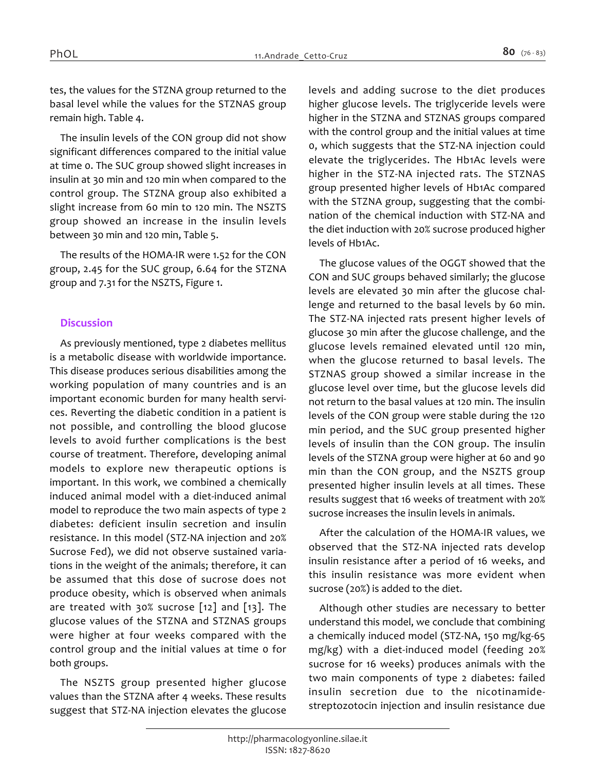tes, the values for the STZNA group returned to the basal level while the values for the STZNAS group remain high. Table 4.

The insulin levels of the CON group did not show significant differences compared to the initial value at time 0. The SUC group showed slight increases in insulin at 30 min and 120 min when compared to the control group. The STZNA group also exhibited a slight increase from 60 min to 120 min. The NSZTS group showed an increase in the insulin levels between 30 min and 120 min, Table 5.

The results of the HOMA-IR were 1.52 for the CON group, 2.45 for the SUC group, 6.64 for the STZNA group and 7.31 for the NSZTS, Figure 1.

## Discussion

As previously mentioned, type 2 diabetes mellitus is a metabolic disease with worldwide importance. This disease produces serious disabilities among the working population of many countries and is an important economic burden for many health services. Reverting the diabetic condition in a patient is not possible, and controlling the blood glucose levels to avoid further complications is the best course of treatment. Therefore, developing animal models to explore new therapeutic options is important. In this work, we combined a chemically induced animal model with a diet-induced animal model to reproduce the two main aspects of type 2 diabetes: deficient insulin secretion and insulin resistance. In this model (STZ-NA injection and 20% Sucrose Fed), we did not observe sustained variations in the weight of the animals; therefore, it can be assumed that this dose of sucrose does not produce obesity, which is observed when animals are treated with 30% sucrose [12] and [13]. The glucose values of the STZNA and STZNAS groups were higher at four weeks compared with the control group and the initial values at time 0 for both groups.

The NSZTS group presented higher glucose values than the STZNA after 4 weeks. These results suggest that STZ-NA injection elevates the glucose levels and adding sucrose to the diet produces higher glucose levels. The triglyceride levels were higher in the STZNA and STZNAS groups compared with the control group and the initial values at time 0, which suggests that the STZ-NA injection could elevate the triglycerides. The Hb1Ac levels were higher in the STZ-NA injected rats. The STZNAS group presented higher levels of Hb1Ac compared with the STZNA group, suggesting that the combination of the chemical induction with STZ-NA and the diet induction with 20% sucrose produced higher levels of Hb1Ac.

The glucose values of the OGGT showed that the CON and SUC groups behaved similarly; the glucose levels are elevated 30 min after the glucose challenge and returned to the basal levels by 60 min. The STZ-NA injected rats present higher levels of glucose 30 min after the glucose challenge, and the glucose levels remained elevated until 120 min, when the glucose returned to basal levels. The STZNAS group showed a similar increase in the glucose level over time, but the glucose levels did not return to the basal values at 120 min. The insulin levels of the CON group were stable during the 120 min period, and the SUC group presented higher levels of insulin than the CON group. The insulin levels of the STZNA group were higher at 60 and 90 min than the CON group, and the NSZTS group presented higher insulin levels at all times. These results suggest that 16 weeks of treatment with 20% sucrose increases the insulin levels in animals.

After the calculation of the HOMA-IR values, we observed that the STZ-NA injected rats develop insulin resistance after a period of 16 weeks, and this insulin resistance was more evident when sucrose (20%) is added to the diet.

Although other studies are necessary to better understand this model, we conclude that combining a chemically induced model (STZ-NA, 150 mg/kg-65 mg/kg) with a diet-induced model (feeding 20% sucrose for 16 weeks) produces animals with the two main components of type 2 diabetes: failed insulin secretion due to the nicotinamide-streptozotocin injection and insulin resistance due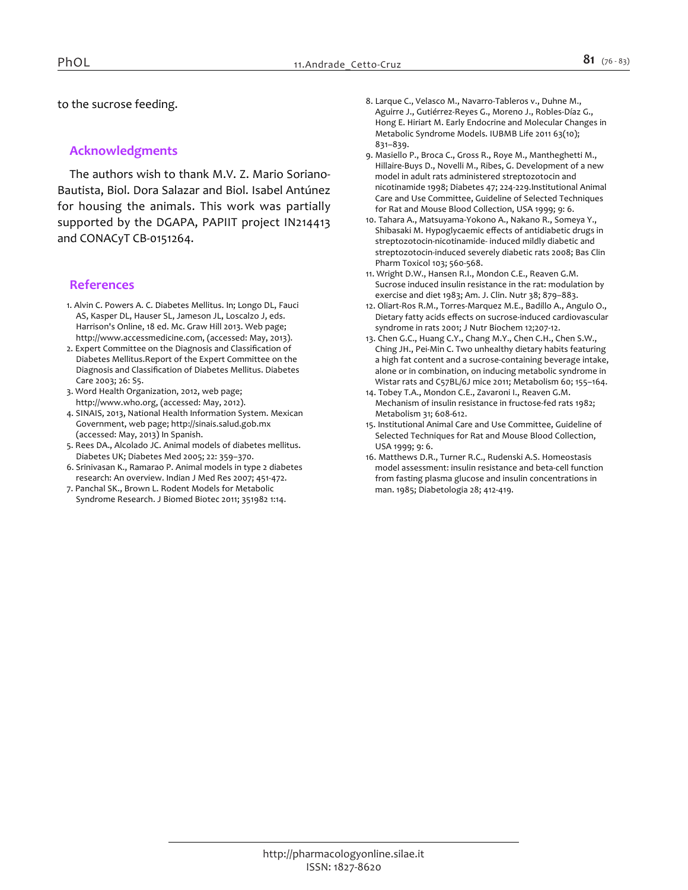to the sucrose feeding.

## Acknowledgments

The authors wish to thank M.V. Z. Mario Soriano-Bautista, Biol. Dora Salazar and Biol. Isabel Antúnez for housing the animals. This work was partially supported by the DGAPA, PAPIIT project IN214413 and CONACyT CB-0151264.

## References

1. Alvin C. Powers A. C. Diabetes Mellitus. In; Longo DL, Fauci AS, Kasper DL, Hauser SL, Jameson JL, Loscalzo J, eds. Harrison's Online, 18 ed. Mc. Graw Hill 2013. Web page; http://www.accessmedicine.com, (accessed: May, 2013).
2. Expert Committee on the Diagnosis and Classification of Diabetes Mellitus.Report of the Expert Committee on the Diagnosis and Classification of Diabetes Mellitus. Diabetes Care 2003; 26: S5.
3. Word Health Organization, 2012, web page; http://www.who.org, (accessed: May, 2012).
4. SINAIS, 2013, National Health Information System. Mexican Government, web page; http://sinais.salud.gob.mx (accessed: May, 2013) In Spanish.
5. Rees DA., Alcolado JC. Animal models of diabetes mellitus. Diabetes UK; Diabetes Med 2005; 22: 359–370.
6. Srinivasan K., Ramarao P. Animal models in type 2 diabetes research: An overview. Indian J Med Res 2007; 451-472.
7. Panchal SK., Brown L. Rodent Models for Metabolic Syndrome Research. J Biomed Biotec 2011; 351982 1:14.
8. Larque C., Velasco M., Navarro-Tableros v., Duhne M., Aguirre J., Gutiérrez-Reyes G., Moreno J., Robles-Díaz G., Hong E. Hiriart M. Early Endocrine and Molecular Changes in Metabolic Syndrome Models. IUBMB Life 2011 63(10); 831–839.
9. Masiello P., Broca C., Gross R., Roye M., Mantheghetti M., Hillaire-Buys D., Novelli M., Ribes, G. Development of a new model in adult rats administered streptozotocin and nicotinamide 1998; Diabetes 47; 224-229.Institutional Animal Care and Use Committee, Guideline of Selected Techniques for Rat and Mouse Blood Collection, USA 1999; 9: 6.
10. Tahara A., Matsuyama-Yokono A., Nakano R., Someya Y., Shibasaki M. Hypoglycaemic effects of antidiabetic drugs in streptozotocin-nicotinamide- induced mildly diabetic and streptozotocin-induced severely diabetic rats 2008; Bas Clin Pharm Toxicol 103; 560-568.
11. Wright D.W., Hansen R.I., Mondon C.E., Reaven G.M. Sucrose induced insulin resistance in the rat: modulation by exercise and diet 1983; Am. J. Clin. Nutr 38; 879–883.
12. Oliart-Ros R.M., Torres-Marquez M.E., Badillo A., Angulo O., Dietary fatty acids effects on sucrose-induced cardiovascular syndrome in rats 2001; J Nutr Biochem 12;207-12.
13. Chen G.C., Huang C.Y., Chang M.Y., Chen C.H., Chen S.W., Ching JH., Pei-Min C. Two unhealthy dietary habits featuring a high fat content and a sucrose-containing beverage intake, alone or in combination, on inducing metabolic syndrome in Wistar rats and C57BL/6J mice 2011; Metabolism 60; 155–164.
14. Tobey T.A., Mondon C.E., Zavaroni I., Reaven G.M. Mechanism of insulin resistance in fructose-fed rats 1982; Metabolism 31; 608-612.
15. Institutional Animal Care and Use Committee, Guideline of Selected Techniques for Rat and Mouse Blood Collection, USA 1999; 9: 6.
16. Matthews D.R., Turner R.C., Rudenski A.S. Homeostasis model assessment: insulin resistance and beta-cell function from fasting plasma glucose and insulin concentrations in man. 1985; Diabetologia 28; 412-419.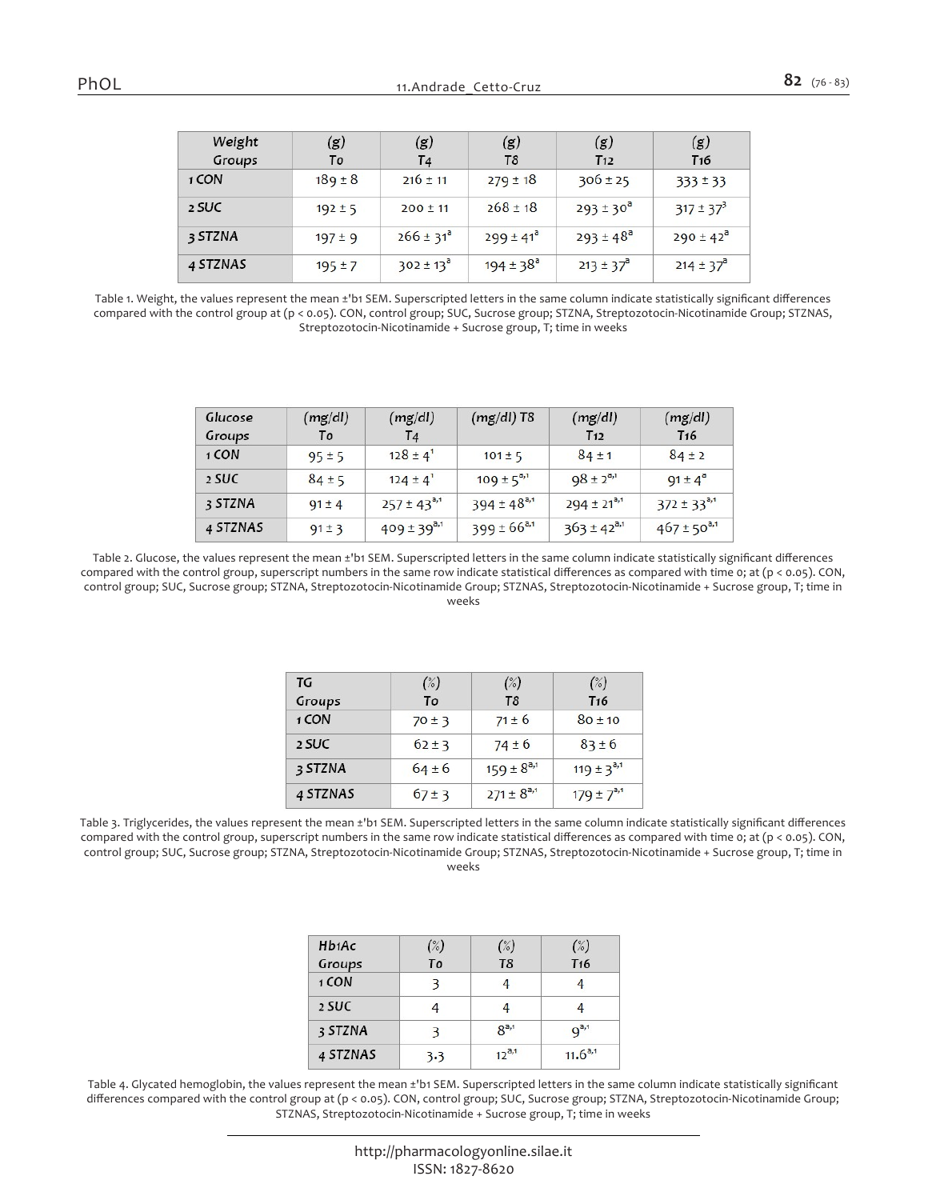| Weight Groups | (g) T0 | (g) T4 | (g) T8 | (g) T12 | (g) T16 |
|---|---|---|---|---|---|
| 1 CON | 189 ± 8 | 216 ± 11 | 279 ± 18 | 306 ± 25 | 333 ± 33 |
| 2 SUC | 192 ± 5 | 200 ± 11 | 268 ± 18 | 293 ± 30$^{a}$ | 317 ± 37$^{a}$ |
| 3 STZNA | 197 ± 9 | 266 ± 31$^{a}$ | 299 ± 41$^{a}$ | 293 ± 48$^{a}$ | 290 ± 42$^{a}$ |
| 4 STZNAS | 195 ± 7 | 302 ± 13$^{a}$ | 194 ± 38$^{a}$ | 213 ± 37$^{a}$ | 214 ± 37$^{a}$ |

Table 1. Weight, the values represent the mean ±'b1 SEM. Superscripted letters in the same column indicate statistically significant differences compared with the control group at ($p < 0.05$). CON, control group; SUC, Sucrose group; STZNA, Streptozotocin-Nicotinamide Group; STZNAS, Streptozotocin-Nicotinamide + Sucrose group, T; time in weeks

| Glucose Groups | (mg/dl) T0 | (mg/dl) T4 | (mg/dl) T8 | (mg/dl) T12 | (mg/dl) T16 |
|---|---|---|---|---|---|
| 1 CON | 95 ± 5 | 128 ± 4$^{1}$ | 101 ± 5 | 84 ± 1 | 84 ± 2 |
| 2 SUC | 84 ± 5 | 124 ± 4$^{1}$ | 109 ± 5$^{a,1}$ | 98 ± 2$^{a,1}$ | 91 ± 4$^{a}$ |
| 3 STZNA | 91 ± 4 | 257 ± 43$^{a,1}$ | 394 ± 48$^{a,1}$ | 294 ± 21$^{a,1}$ | 372 ± 33$^{a,1}$ |
| 4 STZNAS | 91 ± 3 | 409 ± 39$^{a,1}$ | 399 ± 66$^{a,1}$ | 363 ± 42$^{a,1}$ | 467 ± 50$^{a,1}$ |

Table 2. Glucose, the values represent the mean ±'b1 SEM. Superscripted letters in the same column indicate statistically significant differences compared with the control group, superscript numbers in the same row indicate statistical differences as compared with time 0; at ($p < 0.05$). CON, control group; SUC, Sucrose group; STZNA, Streptozotocin-Nicotinamide Group; STZNAS, Streptozotocin-Nicotinamide + Sucrose group, T; time in weeks

| TG Groups | (%) T0 | (%) T8 | (%) T16 |
|---|---|---|---|
| 1 CON | 70 ± 3 | 71 ± 6 | 80 ± 10 |
| 2 SUC | 62 ± 3 | 74 ± 6 | 83 ± 6 |
| 3 STZNA | 64 ± 6 | 159 ± 8$^{a,1}$ | 119 ± 3$^{a,1}$ |
| 4 STZNAS | 67 ± 3 | 271 ± 8$^{a,1}$ | 179 ± 7$^{a,1}$ |

Table 3. Triglycerides, the values represent the mean ±'b1 SEM. Superscripted letters in the same column indicate statistically significant differences compared with the control group, superscript numbers in the same row indicate statistical differences as compared with time 0; at ($p < 0.05$). CON, control group; SUC, Sucrose group; STZNA, Streptozotocin-Nicotinamide Group; STZNAS, Streptozotocin-Nicotinamide + Sucrose group, T; time in weeks

| Hb1Ac Groups | (%) T0 | (%) T8 | (%) T16 |
|---|---|---|---|
| 1 CON | 3 | 4 | 4 |
| 2 SUC | 4 | 4 | 4 |
| 3 STZNA | 3 | 8$^{a,1}$ | 9$^{a,1}$ |
| 4 STZNAS | 3.3 | 12$^{a,1}$ | 11.6$^{a,1}$ |

Table 4. Glycated hemoglobin, the values represent the mean ±'b1 SEM. Superscripted letters in the same column indicate statistically significant differences compared with the control group at ($p < 0.05$). CON, control group; SUC, Sucrose group; STZNA, Streptozotocin-Nicotinamide Group; STZNAS, Streptozotocin-Nicotinamide + Sucrose group, T; time in weeks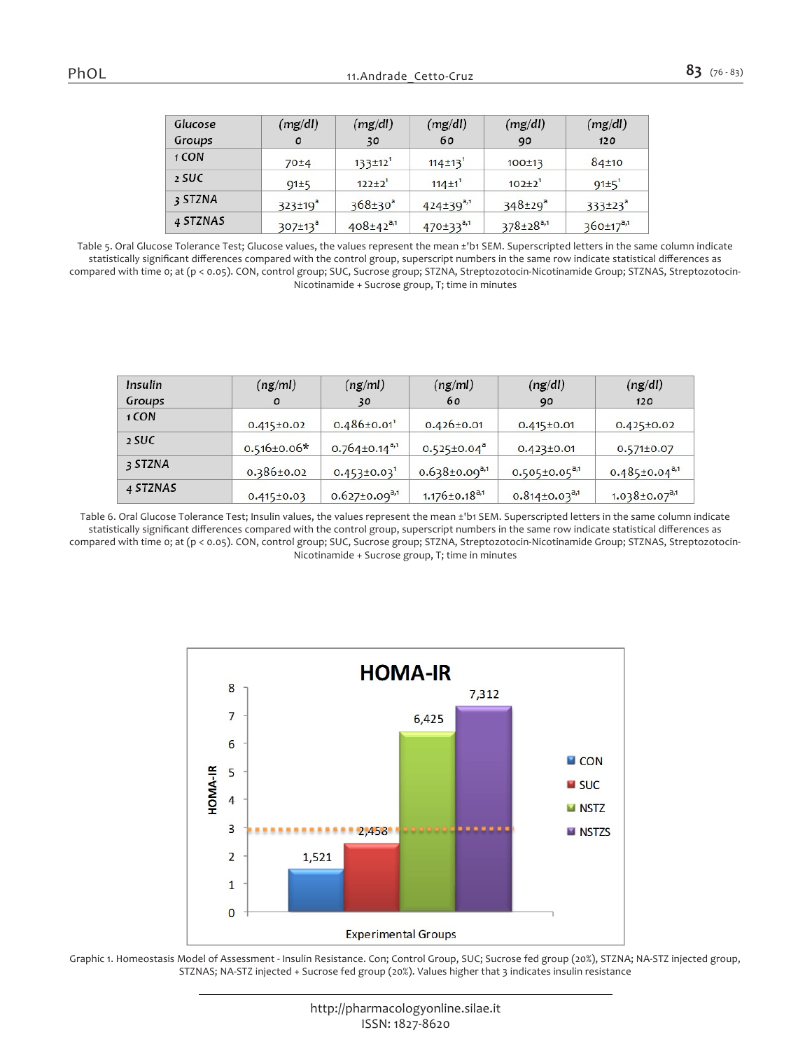| Glucose Groups | (mg/dl) 0 | (mg/dl) 30 | (mg/dl) 60 | (mg/dl) 90 | (mg/dl) 120 |
|---|---|---|---|---|---|
| 1 CON | 70±4 | 133±12[1] | 114±13[1] | 100±13 | 84±10 |
| 2 SUC | 91±5 | 122±2[1] | 114±1[1] | 102±2[1] | 91±5[1] |
| 3 STZNA | 323±19[a] | 368±30[a] | 424±39[a,1] | 348±29[a] | 333±23[a] |
| 4 STZNAS | 307±13[a] | 408±42[a,1] | 470±33[a,1] | 378±28[a,1] | 360±17[a,1] |

Table 5. Oral Glucose Tolerance Test; Glucose values, the values represent the mean ±'b1 SEM. Superscripted letters in the same column indicate statistically significant differences compared with the control group, superscript numbers in the same row indicate statistical differences as compared with time 0; at (p < 0.05). CON, control group; SUC, Sucrose group; STZNA, Streptozotocin-Nicotinamide Group; STZNAS, Streptozotocin-Nicotinamide + Sucrose group, T; time in minutes

| Insulin Groups | (ng/ml) 0 | (ng/ml) 30 | (ng/ml) 60 | (ng/dl) 90 | (ng/dl) 120 |
|---|---|---|---|---|---|
| 1 CON | 0.415±0.02 | 0.486±0.01[1] | 0.426±0.01 | 0.415±0.01 | 0.425±0.02 |
| 2 SUC | 0.516±0.06* | 0.764±0.14[a,1] | 0.525±0.04[a] | 0.423±0.01 | 0.571±0.07 |
| 3 STZNA | 0.386±0.02 | 0.453±0.03[1] | 0.638±0.09[a,1] | 0.505±0.05[a,1] | 0.485±0.04[a,1] |
| 4 STZNAS | 0.415±0.03 | 0.627±0.09[a,1] | 1.176±0.18[a,1] | 0.814±0.03[a,1] | 1.038±0.07[a,1] |

Table 6. Oral Glucose Tolerance Test; Insulin values, the values represent the mean ±'b1 SEM. Superscripted letters in the same column indicate statistically significant differences compared with the control group, superscript numbers in the same row indicate statistical differences as compared with time 0; at (p < 0.05). CON, control group; SUC, Sucrose group; STZNA, Streptozotocin-Nicotinamide Group; STZNAS, Streptozotocin-Nicotinamide + Sucrose group, T; time in minutes

HOMA-IR

HOMA-IR

0 1 2 3 4 5 6 7 8

1,521
2,458
6,425
7,312

CON
SUC
NSTZ
NSTZS

Experimental Groups

Graphic 1. Homeostasis Model of Assessment - Insulin Resistance. Con; Control Group, SUC; Sucrose fed group (20%), STZNA; NA-STZ injected group, STZNAS; NA-STZ injected + Sucrose fed group (20%). Values higher that 3 indicates insulin resistance